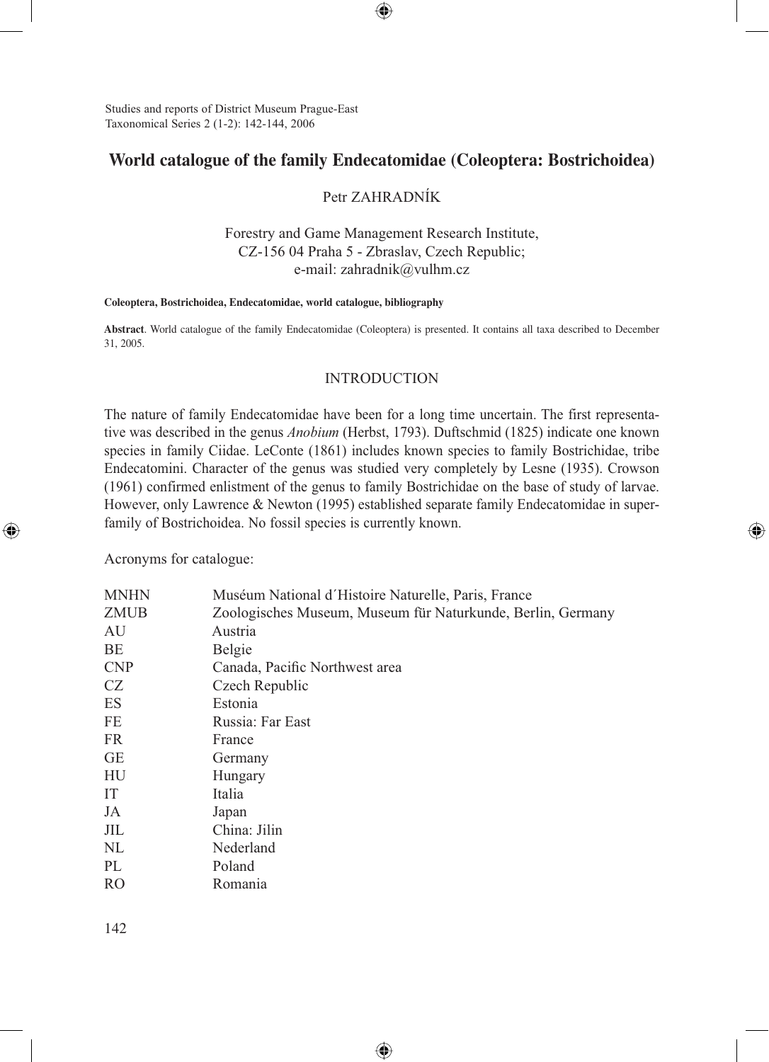Studies and reports of District Museum Prague-East
Taxonomical Series 2 (1-2): 142-144, 2006

# World catalogue of the family Endecatomidae (Coleoptera: Bostrichoidea)

Petr ZAHRADNÍK

Forestry and Game Management Research Institute,
CZ-156 04 Praha 5 - Zbraslav, Czech Republic;
e-mail: zahradnik@vulhm.cz

**Coleoptera, Bostrichoidea, Endecatomidae, world catalogue, bibliography**

**Abstract**. World catalogue of the family Endecatomidae (Coleoptera) is presented. It contains all taxa described to December 31, 2005.

## INTRODUCTION

The nature of family Endecatomidae have been for a long time uncertain. The first representative was described in the genus *Anobium* (Herbst, 1793). Duftschmid (1825) indicate one known species in family Ciidae. LeConte (1861) includes known species to family Bostrichidae, tribe Endecatomini. Character of the genus was studied very completely by Lesne (1935). Crowson (1961) confirmed enlistment of the genus to family Bostrichidae on the base of study of larvae. However, only Lawrence & Newton (1995) established separate family Endecatomidae in superfamily of Bostrichoidea. No fossil species is currently known.

Acronyms for catalogue:

| | |
|---|---|
| MNHN | Muséum National d´Histoire Naturelle, Paris, France |
| ZMUB | Zoologisches Museum, Museum für Naturkunde, Berlin, Germany |
| AU | Austria |
| BE | Belgie |
| CNP | Canada, Pacific Northwest area |
| CZ | Czech Republic |
| ES | Estonia |
| FE | Russia: Far East |
| FR | France |
| GE | Germany |
| HU | Hungary |
| IT | Italia |
| JA | Japan |
| JIL | China: Jilin |
| NL | Nederland |
| PL | Poland |
| RO | Romania |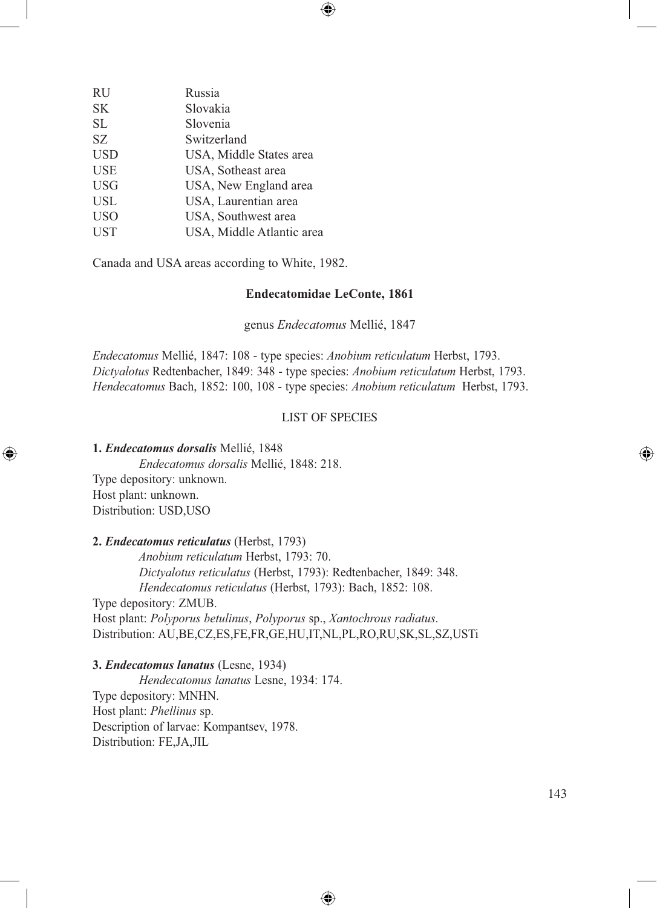| | |
|---|---|
| RU | Russia |
| SK | Slovakia |
| SL | Slovenia |
| SZ | Switzerland |
| USD | USA, Middle States area |
| USE | USA, Sotheast area |
| USG | USA, New England area |
| USL | USA, Laurentian area |
| USO | USA, Southwest area |
| UST | USA, Middle Atlantic area |

Canada and USA areas according to White, 1982.

## Endecatomidae LeConte, 1861

genus *Endecatomus* Mellié, 1847

*Endecatomus* Mellié, 1847: 108 - type species: *Anobium reticulatum* Herbst, 1793.
*Dictyalotus* Redtenbacher, 1849: 348 - type species: *Anobium reticulatum* Herbst, 1793.
*Hendecatomus* Bach, 1852: 100, 108 - type species: *Anobium reticulatum* Herbst, 1793.

### LIST OF SPECIES

**1. *Endecatomus dorsalis*** Mellié, 1848

*Endecatomus dorsalis* Mellié, 1848: 218.

Type depository: unknown.
Host plant: unknown.
Distribution: USD,USO

**2. *Endecatomus reticulatus*** (Herbst, 1793)

*Anobium reticulatum* Herbst, 1793: 70.
*Dictyalotus reticulatus* (Herbst, 1793): Redtenbacher, 1849: 348.
*Hendecatomus reticulatus* (Herbst, 1793): Bach, 1852: 108.

Type depository: ZMUB.
Host plant: *Polyporus betulinus*, *Polyporus* sp., *Xantochrous radiatus*.
Distribution: AU,BE,CZ,ES,FE,FR,GE,HU,IT,NL,PL,RO,RU,SK,SL,SZ,USTi

**3. *Endecatomus lanatus*** (Lesne, 1934)

*Hendecatomus lanatus* Lesne, 1934: 174.

Type depository: MNHN.
Host plant: *Phellinus* sp.
Description of larvae: Kompantsev, 1978.
Distribution: FE,JA,JIL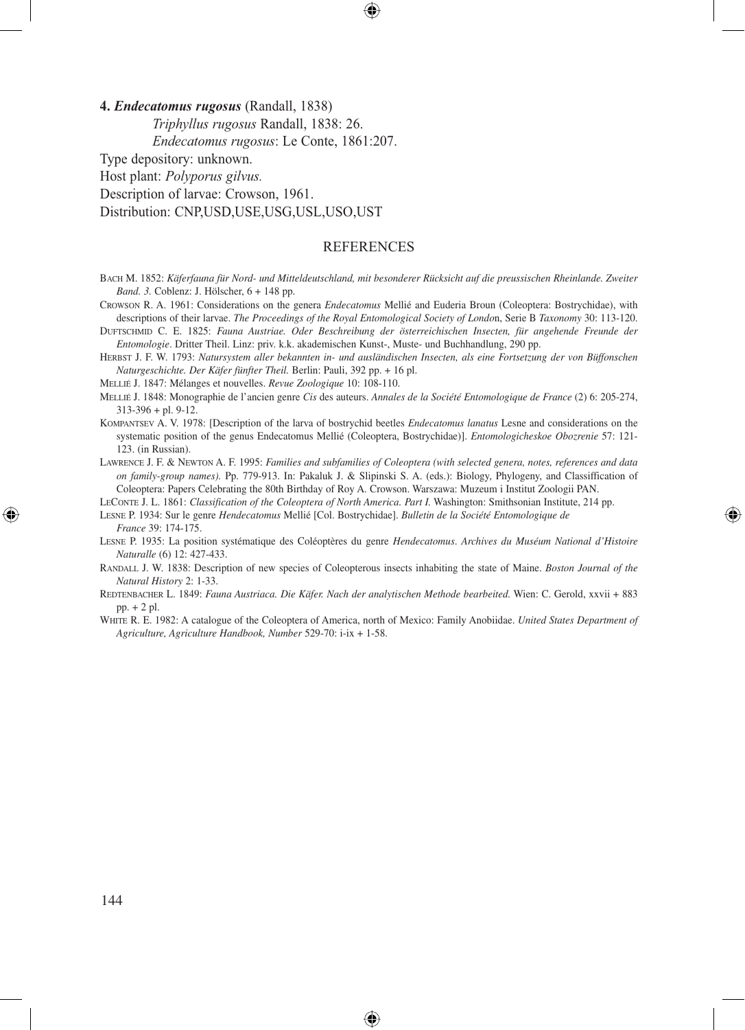**4. *Endecatomus rugosus*** (Randall, 1838)

*Triphyllus rugosus* Randall, 1838: 26.

*Endecatomus rugosus*: Le Conte, 1861:207.

Type depository: unknown.

Host plant: *Polyporus gilvus.*

Description of larvae: Crowson, 1961.

Distribution: CNP,USD,USE,USG,USL,USO,UST

## REFERENCES

Bach M. 1852: *Käferfauna für Nord- und Mitteldeutschland, mit besonderer Rücksicht auf die preussischen Rheinlande. Zweiter Band. 3.* Coblenz: J. Hölscher, 6 + 148 pp.

Crowson R. A. 1961: Considerations on the genera *Endecatomus* Mellié and Euderia Broun (Coleoptera: Bostrychidae), with descriptions of their larvae. *The Proceedings of the Royal Entomological Society of London*, Serie B *Taxonomy* 30: 113-120.

Duftschmid C. E. 1825: *Fauna Austriae. Oder Beschreibung der österreichischen Insecten, für angehende Freunde der Entomologie*. Dritter Theil. Linz: priv. k.k. akademischen Kunst-, Muste- und Buchhandlung, 290 pp.

Herbst J. F. W. 1793: *Natursystem aller bekannten in- und ausländischen Insecten, als eine Fortsetzung der von Büffonschen Naturgeschichte. Der Käfer fünfter Theil.* Berlin: Pauli, 392 pp. + 16 pl.

Mellié J. 1847: Mélanges et nouvelles. *Revue Zoologique* 10: 108-110.

Mellié J. 1848: Monographie de l'ancien genre *Cis* des auteurs. *Annales de la Société Entomologique de France* (2) 6: 205-274, 313-396 + pl. 9-12.

Kompantsev A. V. 1978: [Description of the larva of bostrychid beetles *Endecatomus lanatus* Lesne and considerations on the systematic position of the genus Endecatomus Mellié (Coleoptera, Bostrychidae)]. *Entomologicheskoe Obozrenie* 57: 121-123. (in Russian).

Lawrence J. F. & Newton A. F. 1995: *Families and subfamilies of Coleoptera (with selected genera, notes, references and data on family-group names).* Pp. 779-913. In: Pakaluk J. & Slipinski S. A. (eds.): Biology, Phylogeny, and Classiffication of Coleoptera: Papers Celebrating the 80th Birthday of Roy A. Crowson. Warszawa: Muzeum i Institut Zoologii PAN.

LeConte J. L. 1861: *Classification of the Coleoptera of North America. Part I.* Washington: Smithsonian Institute, 214 pp.

Lesne P. 1934: Sur le genre *Hendecatomus* Mellié [Col. Bostrychidae]. *Bulletin de la Société Entomologique de France* 39: 174-175.

Lesne P. 1935: La position systématique des Coléoptères du genre *Hendecatomus*. *Archives du Muséum National d'Histoire Naturalle* (6) 12: 427-433.

Randall J. W. 1838: Description of new species of Coleopterous insects inhabiting the state of Maine. *Boston Journal of the Natural History* 2: 1-33.

Redtenbacher L. 1849: *Fauna Austriaca. Die Käfer. Nach der analytischen Methode bearbeited.* Wien: C. Gerold, xxvii + 883 pp. + 2 pl.

White R. E. 1982: A catalogue of the Coleoptera of America, north of Mexico: Family Anobiidae. *United States Department of Agriculture, Agriculture Handbook, Number* 529-70: i-ix + 1-58.